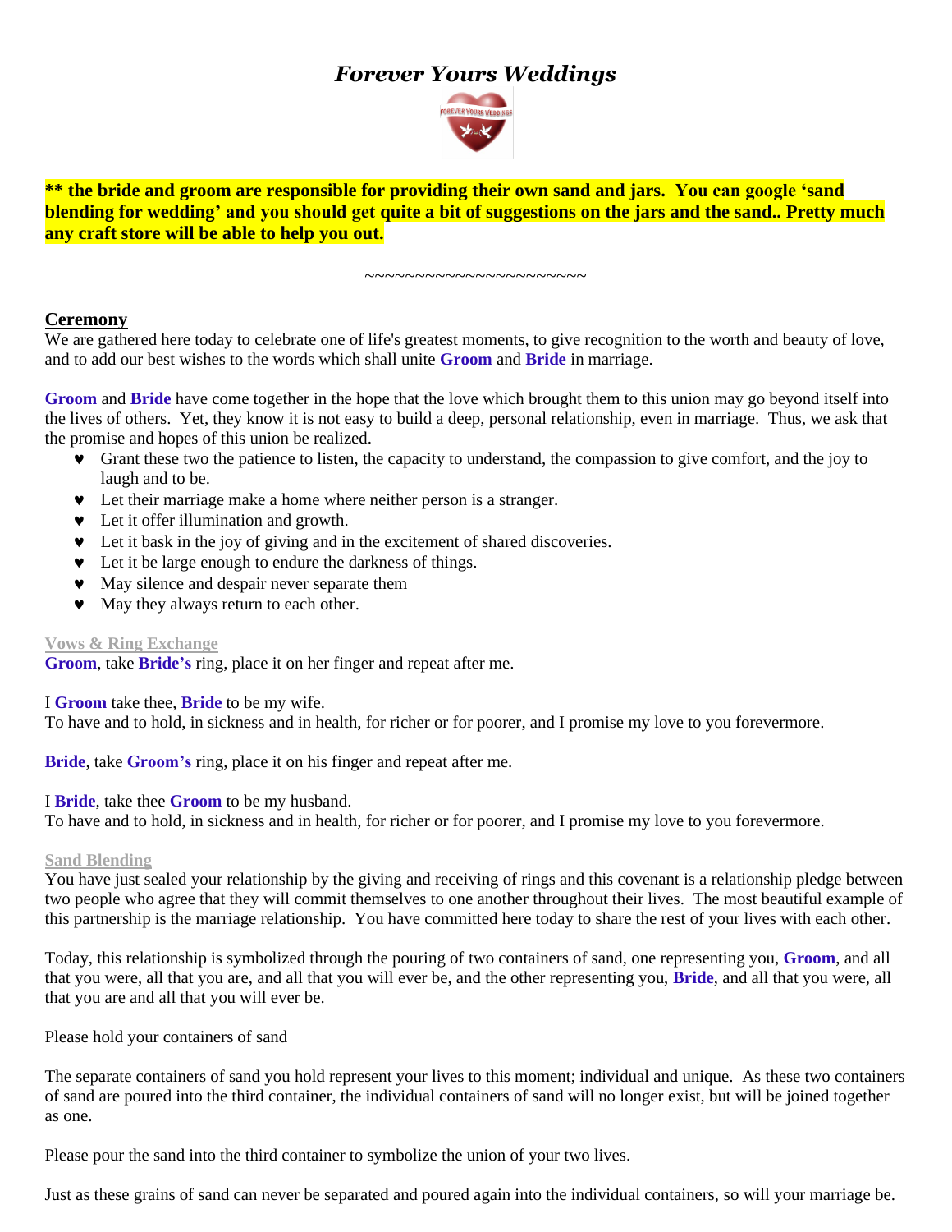# *Forever Yours Weddings*

**** the bride and groom are responsible for providing their own sand and jars. You can google 'sand blending for wedding' and you should get quite a bit of suggestions on the jars and the sand.. Pretty much any craft store will be able to help you out.**

~~~~~~~~~~~~~~~~~~~~~~

## Ceremony

We are gathered here today to celebrate one of life's greatest moments, to give recognition to the worth and beauty of love, and to add our best wishes to the words which shall unite **Groom** and **Bride** in marriage.

**Groom** and **Bride** have come together in the hope that the love which brought them to this union may go beyond itself into the lives of others. Yet, they know it is not easy to build a deep, personal relationship, even in marriage. Thus, we ask that the promise and hopes of this union be realized.

- Grant these two the patience to listen, the capacity to understand, the compassion to give comfort, and the joy to laugh and to be.
- Let their marriage make a home where neither person is a stranger.
- Let it offer illumination and growth.
- Let it bask in the joy of giving and in the excitement of shared discoveries.
- Let it be large enough to endure the darkness of things.
- May silence and despair never separate them
- May they always return to each other.

### Vows & Ring Exchange

**Groom**, take **Bride's** ring, place it on her finger and repeat after me.

I **Groom** take thee, **Bride** to be my wife.
To have and to hold, in sickness and in health, for richer or for poorer, and I promise my love to you forevermore.

**Bride**, take **Groom's** ring, place it on his finger and repeat after me.

I **Bride**, take thee **Groom** to be my husband.
To have and to hold, in sickness and in health, for richer or for poorer, and I promise my love to you forevermore.

### Sand Blending

You have just sealed your relationship by the giving and receiving of rings and this covenant is a relationship pledge between two people who agree that they will commit themselves to one another throughout their lives. The most beautiful example of this partnership is the marriage relationship. You have committed here today to share the rest of your lives with each other.

Today, this relationship is symbolized through the pouring of two containers of sand, one representing you, **Groom**, and all that you were, all that you are, and all that you will ever be, and the other representing you, **Bride**, and all that you were, all that you are and all that you will ever be.

Please hold your containers of sand

The separate containers of sand you hold represent your lives to this moment; individual and unique. As these two containers of sand are poured into the third container, the individual containers of sand will no longer exist, but will be joined together as one.

Please pour the sand into the third container to symbolize the union of your two lives.

Just as these grains of sand can never be separated and poured again into the individual containers, so will your marriage be.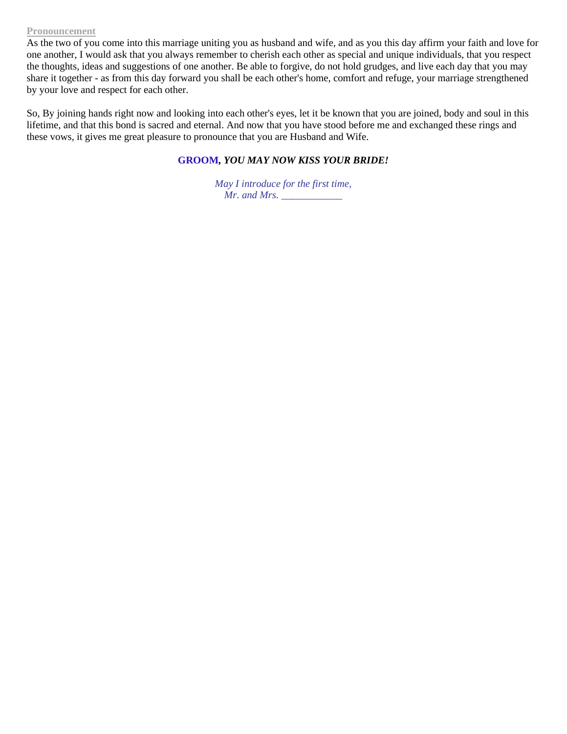## Pronouncement

As the two of you come into this marriage uniting you as husband and wife, and as you this day affirm your faith and love for one another, I would ask that you always remember to cherish each other as special and unique individuals, that you respect the thoughts, ideas and suggestions of one another. Be able to forgive, do not hold grudges, and live each day that you may share it together - as from this day forward you shall be each other's home, comfort and refuge, your marriage strengthened by your love and respect for each other.

So, By joining hands right now and looking into each other's eyes, let it be known that you are joined, body and soul in this lifetime, and that this bond is sacred and eternal. And now that you have stood before me and exchanged these rings and these vows, it gives me great pleasure to pronounce that you are Husband and Wife.

**GROOM*, YOU MAY NOW KISS YOUR BRIDE!***

*May I introduce for the first time,*
*Mr. and Mrs. ____________*